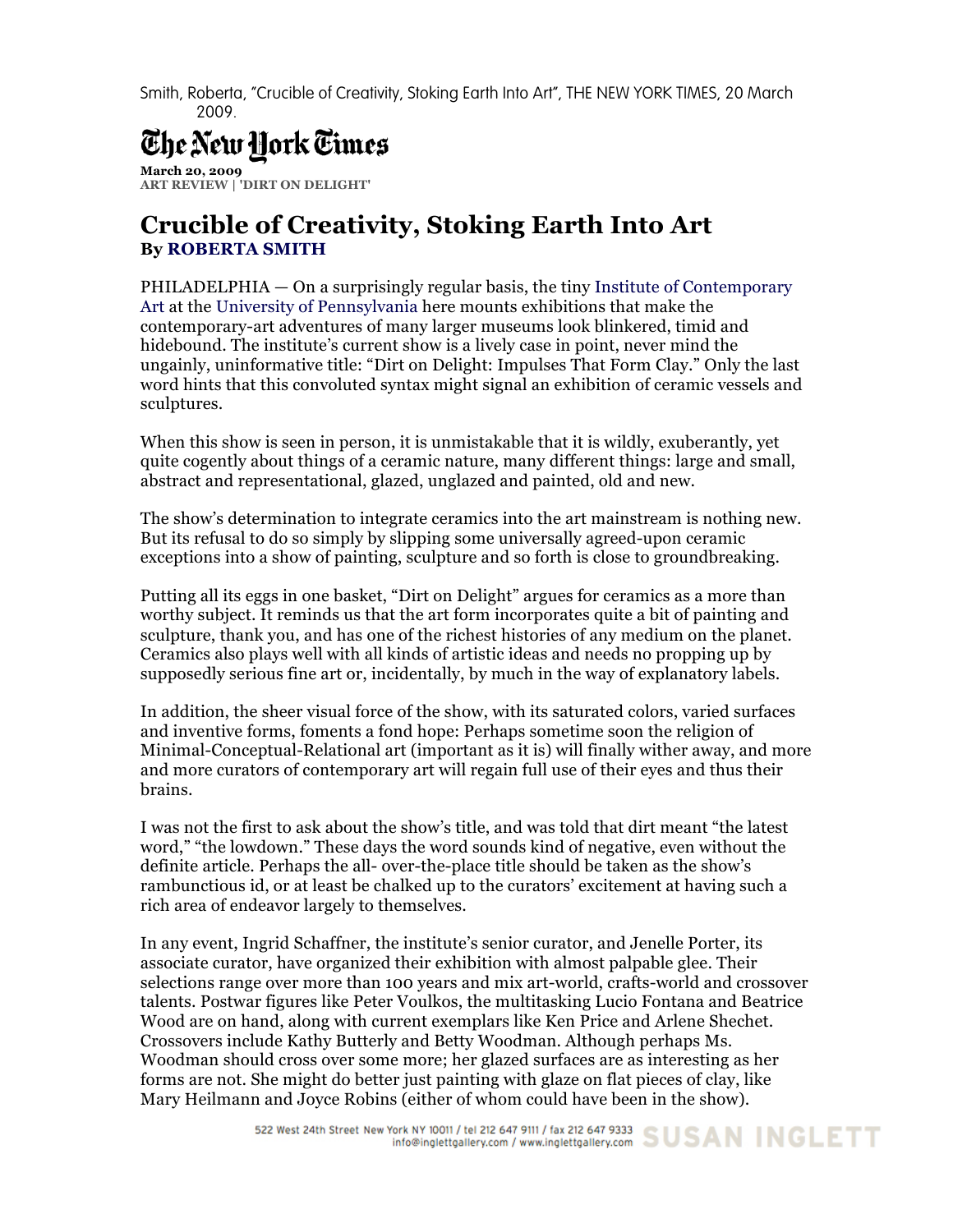Smith, Roberta, "Crucible of Creativity, Stoking Earth Into Art", THE NEW YORK TIMES, 20 March 2009.

# The New York Times

**March 20, 2009**
**ART REVIEW | 'DIRT ON DELIGHT'**

## Crucible of Creativity, Stoking Earth Into Art

**By ROBERTA SMITH**

PHILADELPHIA — On a surprisingly regular basis, the tiny Institute of Contemporary Art at the University of Pennsylvania here mounts exhibitions that make the contemporary-art adventures of many larger museums look blinkered, timid and hidebound. The institute's current show is a lively case in point, never mind the ungainly, uninformative title: "Dirt on Delight: Impulses That Form Clay." Only the last word hints that this convoluted syntax might signal an exhibition of ceramic vessels and sculptures.

When this show is seen in person, it is unmistakable that it is wildly, exuberantly, yet quite cogently about things of a ceramic nature, many different things: large and small, abstract and representational, glazed, unglazed and painted, old and new.

The show's determination to integrate ceramics into the art mainstream is nothing new. But its refusal to do so simply by slipping some universally agreed-upon ceramic exceptions into a show of painting, sculpture and so forth is close to groundbreaking.

Putting all its eggs in one basket, "Dirt on Delight" argues for ceramics as a more than worthy subject. It reminds us that the art form incorporates quite a bit of painting and sculpture, thank you, and has one of the richest histories of any medium on the planet. Ceramics also plays well with all kinds of artistic ideas and needs no propping up by supposedly serious fine art or, incidentally, by much in the way of explanatory labels.

In addition, the sheer visual force of the show, with its saturated colors, varied surfaces and inventive forms, foments a fond hope: Perhaps sometime soon the religion of Minimal-Conceptual-Relational art (important as it is) will finally wither away, and more and more curators of contemporary art will regain full use of their eyes and thus their brains.

I was not the first to ask about the show's title, and was told that dirt meant "the latest word," "the lowdown." These days the word sounds kind of negative, even without the definite article. Perhaps the all- over-the-place title should be taken as the show's rambunctious id, or at least be chalked up to the curators' excitement at having such a rich area of endeavor largely to themselves.

In any event, Ingrid Schaffner, the institute's senior curator, and Jenelle Porter, its associate curator, have organized their exhibition with almost palpable glee. Their selections range over more than 100 years and mix art-world, crafts-world and crossover talents. Postwar figures like Peter Voulkos, the multitasking Lucio Fontana and Beatrice Wood are on hand, along with current exemplars like Ken Price and Arlene Shechet. Crossovers include Kathy Butterly and Betty Woodman. Although perhaps Ms. Woodman should cross over some more; her glazed surfaces are as interesting as her forms are not. She might do better just painting with glaze on flat pieces of clay, like Mary Heilmann and Joyce Robins (either of whom could have been in the show).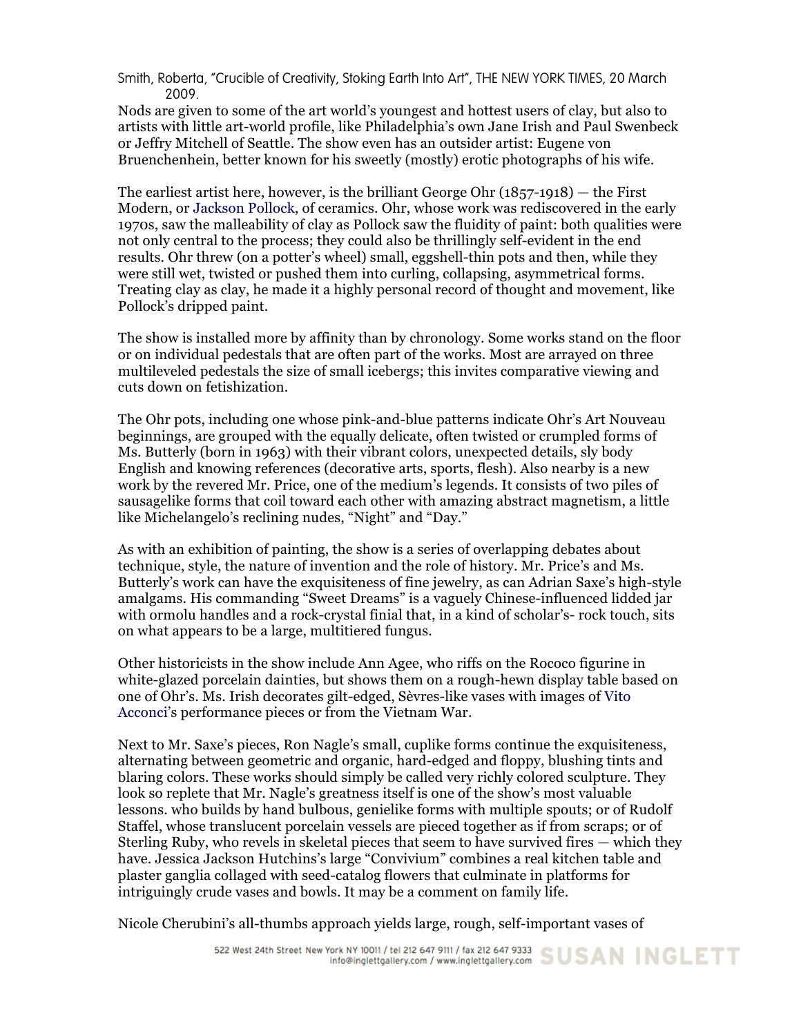Smith, Roberta, "Crucible of Creativity, Stoking Earth Into Art", THE NEW YORK TIMES, 20 March 2009.

Nods are given to some of the art world's youngest and hottest users of clay, but also to artists with little art-world profile, like Philadelphia's own Jane Irish and Paul Swenbeck or Jeffry Mitchell of Seattle. The show even has an outsider artist: Eugene von Bruenchenhein, better known for his sweetly (mostly) erotic photographs of his wife.

The earliest artist here, however, is the brilliant George Ohr (1857-1918) — the First Modern, or Jackson Pollock, of ceramics. Ohr, whose work was rediscovered in the early 1970s, saw the malleability of clay as Pollock saw the fluidity of paint: both qualities were not only central to the process; they could also be thrillingly self-evident in the end results. Ohr threw (on a potter's wheel) small, eggshell-thin pots and then, while they were still wet, twisted or pushed them into curling, collapsing, asymmetrical forms. Treating clay as clay, he made it a highly personal record of thought and movement, like Pollock's dripped paint.

The show is installed more by affinity than by chronology. Some works stand on the floor or on individual pedestals that are often part of the works. Most are arrayed on three multileveled pedestals the size of small icebergs; this invites comparative viewing and cuts down on fetishization.

The Ohr pots, including one whose pink-and-blue patterns indicate Ohr's Art Nouveau beginnings, are grouped with the equally delicate, often twisted or crumpled forms of Ms. Butterly (born in 1963) with their vibrant colors, unexpected details, sly body English and knowing references (decorative arts, sports, flesh). Also nearby is a new work by the revered Mr. Price, one of the medium's legends. It consists of two piles of sausagelike forms that coil toward each other with amazing abstract magnetism, a little like Michelangelo's reclining nudes, "Night" and "Day."

As with an exhibition of painting, the show is a series of overlapping debates about technique, style, the nature of invention and the role of history. Mr. Price's and Ms. Butterly's work can have the exquisiteness of fine jewelry, as can Adrian Saxe's high-style amalgams. His commanding "Sweet Dreams" is a vaguely Chinese-influenced lidded jar with ormolu handles and a rock-crystal finial that, in a kind of scholar's- rock touch, sits on what appears to be a large, multitiered fungus.

Other historicists in the show include Ann Agee, who riffs on the Rococo figurine in white-glazed porcelain dainties, but shows them on a rough-hewn display table based on one of Ohr's. Ms. Irish decorates gilt-edged, Sèvres-like vases with images of Vito Acconci's performance pieces or from the Vietnam War.

Next to Mr. Saxe's pieces, Ron Nagle's small, cuplike forms continue the exquisiteness, alternating between geometric and organic, hard-edged and floppy, blushing tints and blaring colors. These works should simply be called very richly colored sculpture. They look so replete that Mr. Nagle's greatness itself is one of the show's most valuable lessons. who builds by hand bulbous, genielike forms with multiple spouts; or of Rudolf Staffel, whose translucent porcelain vessels are pieced together as if from scraps; or of Sterling Ruby, who revels in skeletal pieces that seem to have survived fires — which they have. Jessica Jackson Hutchins's large "Convivium" combines a real kitchen table and plaster ganglia collaged with seed-catalog flowers that culminate in platforms for intriguingly crude vases and bowls. It may be a comment on family life.

Nicole Cherubini's all-thumbs approach yields large, rough, self-important vases of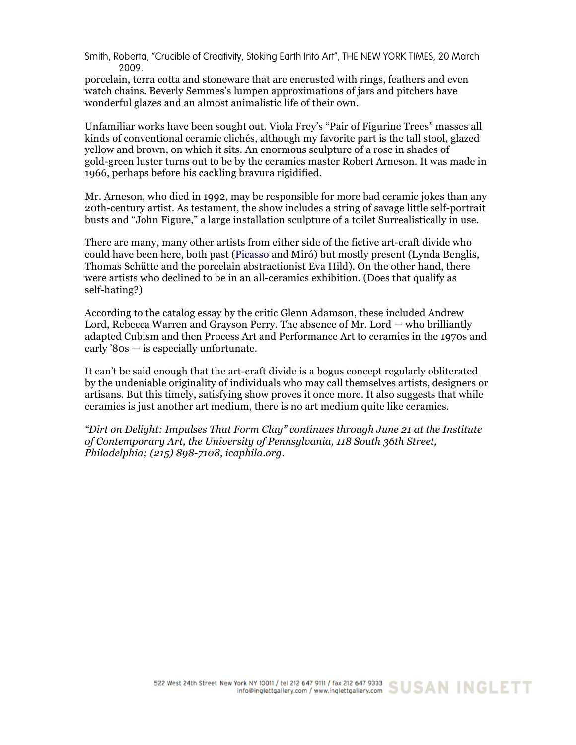porcelain, terra cotta and stoneware that are encrusted with rings, feathers and even watch chains. Beverly Semmes's lumpen approximations of jars and pitchers have wonderful glazes and an almost animalistic life of their own.

Unfamiliar works have been sought out. Viola Frey's "Pair of Figurine Trees" masses all kinds of conventional ceramic clichés, although my favorite part is the tall stool, glazed yellow and brown, on which it sits. An enormous sculpture of a rose in shades of gold-green luster turns out to be by the ceramics master Robert Arneson. It was made in 1966, perhaps before his cackling bravura rigidified.

Mr. Arneson, who died in 1992, may be responsible for more bad ceramic jokes than any 20th-century artist. As testament, the show includes a string of savage little self-portrait busts and "John Figure," a large installation sculpture of a toilet Surrealistically in use.

There are many, many other artists from either side of the fictive art-craft divide who could have been here, both past (Picasso and Miró) but mostly present (Lynda Benglis, Thomas Schütte and the porcelain abstractionist Eva Hild). On the other hand, there were artists who declined to be in an all-ceramics exhibition. (Does that qualify as self-hating?)

According to the catalog essay by the critic Glenn Adamson, these included Andrew Lord, Rebecca Warren and Grayson Perry. The absence of Mr. Lord — who brilliantly adapted Cubism and then Process Art and Performance Art to ceramics in the 1970s and early '80s — is especially unfortunate.

It can't be said enough that the art-craft divide is a bogus concept regularly obliterated by the undeniable originality of individuals who may call themselves artists, designers or artisans. But this timely, satisfying show proves it once more. It also suggests that while ceramics is just another art medium, there is no art medium quite like ceramics.

*"Dirt on Delight: Impulses That Form Clay" continues through June 21 at the Institute of Contemporary Art, the University of Pennsylvania, 118 South 36th Street, Philadelphia; (215) 898-7108, icaphila.org.*